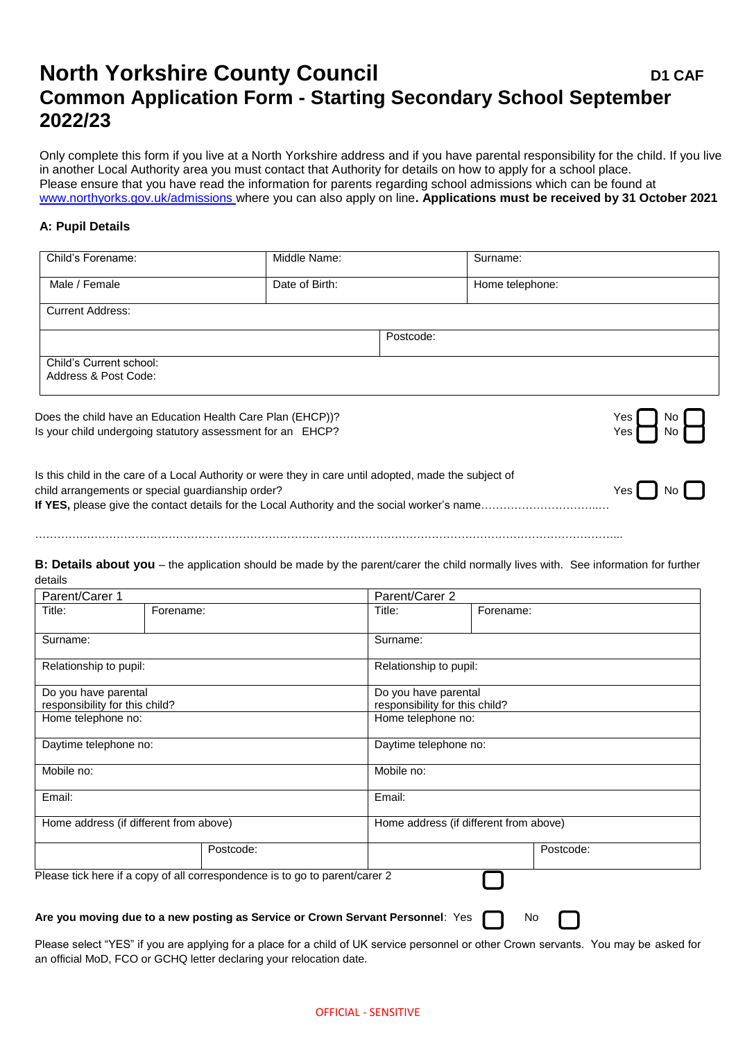# North Yorkshire County Council

**D1 CAF**

## Common Application Form - Starting Secondary School September 2022/23

Only complete this form if you live at a North Yorkshire address and if you have parental responsibility for the child. If you live in another Local Authority area you must contact that Authority for details on how to apply for a school place. Please ensure that you have read the information for parents regarding school admissions which can be found at www.northyorks.gov.uk/admissions where you can also apply on line**. Applications must be received by 31 October 2021**

### A: Pupil Details

| Child's Forename: | Middle Name: | Surname: |
|---|---|---|
| Male / Female | Date of Birth: | Home telephone: |
| Current Address: | | |
| | Postcode: | |
| Child's Current school: Address & Post Code: | | |

Does the child have an Education Health Care Plan (EHCP))? Yes ☐ No ☐

Is your child undergoing statutory assessment for an EHCP? Yes ☐ No ☐

Is this child in the care of a Local Authority or were they in care until adopted, made the subject of child arrangements or special guardianship order? Yes ☐ No ☐

**If YES,** please give the contact details for the Local Authority and the social worker's name……………………………..…

………………………………………………………………………………………………………………………………………...

**B: Details about you** – the application should be made by the parent/carer the child normally lives with. See information for further details

| Parent/Carer 1 | | | Parent/Carer 2 | | |
|---|---|---|---|---|---|
| Title: | Forename: | | Title: | Forename: | |
| Surname: | | | Surname: | | |
| Relationship to pupil: | | | Relationship to pupil: | | |
| Do you have parental responsibility for this child? | | | Do you have parental responsibility for this child? | | |
| Home telephone no: | | | Home telephone no: | | |
| Daytime telephone no: | | | Daytime telephone no: | | |
| Mobile no: | | | Mobile no: | | |
| Email: | | | Email: | | |
| Home address (if different from above) | | | Home address (if different from above) | | |
| | Postcode: | | | | Postcode: |

Please tick here if a copy of all correspondence is to go to parent/carer 2 ☐

**Are you moving due to a new posting as Service or Crown Servant Personnel**: Yes ☐ No ☐

Please select "YES" if you are applying for a place for a child of UK service personnel or other Crown servants. You may be asked for an official MoD, FCO or GCHQ letter declaring your relocation date.

OFFICIAL - SENSITIVE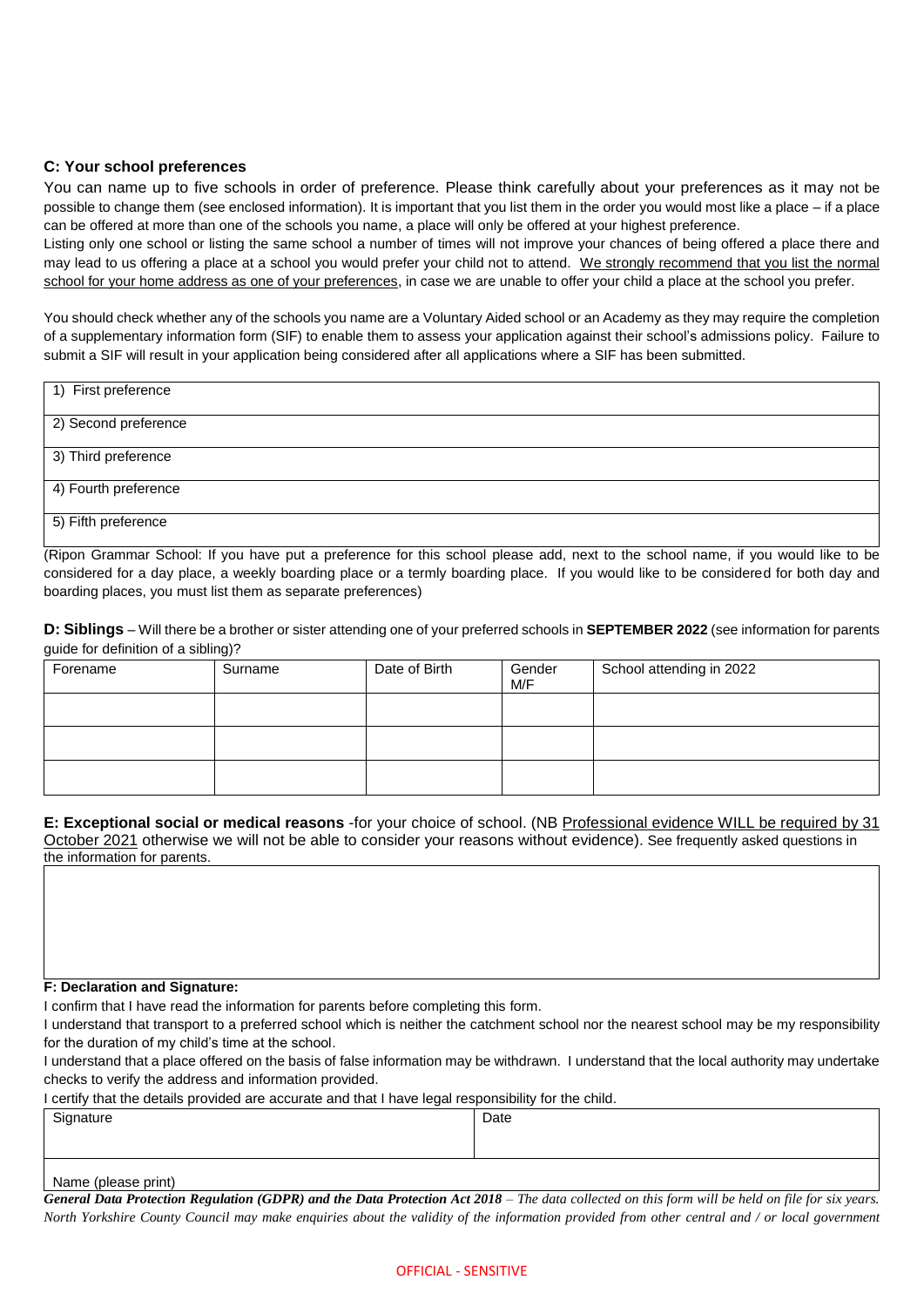### C: Your school preferences

You can name up to five schools in order of preference. Please think carefully about your preferences as it may not be possible to change them (see enclosed information). It is important that you list them in the order you would most like a place – if a place can be offered at more than one of the schools you name, a place will only be offered at your highest preference.

Listing only one school or listing the same school a number of times will not improve your chances of being offered a place there and may lead to us offering a place at a school you would prefer your child not to attend. We strongly recommend that you list the normal school for your home address as one of your preferences, in case we are unable to offer your child a place at the school you prefer.

You should check whether any of the schools you name are a Voluntary Aided school or an Academy as they may require the completion of a supplementary information form (SIF) to enable them to assess your application against their school's admissions policy. Failure to submit a SIF will result in your application being considered after all applications where a SIF has been submitted.

| |
|---|
| 1) First preference |
| 2) Second preference |
| 3) Third preference |
| 4) Fourth preference |
| 5) Fifth preference |

(Ripon Grammar School: If you have put a preference for this school please add, next to the school name, if you would like to be considered for a day place, a weekly boarding place or a termly boarding place. If you would like to be considered for both day and boarding places, you must list them as separate preferences)

**D: Siblings** – Will there be a brother or sister attending one of your preferred schools in **SEPTEMBER 2022** (see information for parents guide for definition of a sibling)?

| Forename | Surname | Date of Birth | Gender M/F | School attending in 2022 |
|---|---|---|---|---|
| | | | | |
| | | | | |
| | | | | |

**E: Exceptional social or medical reasons** -for your choice of school. (NB Professional evidence WILL be required by 31 October 2021 otherwise we will not be able to consider your reasons without evidence). See frequently asked questions in the information for parents.

| |
|---|
| |

**F: Declaration and Signature:**

I confirm that I have read the information for parents before completing this form.

I understand that transport to a preferred school which is neither the catchment school nor the nearest school may be my responsibility for the duration of my child's time at the school.

I understand that a place offered on the basis of false information may be withdrawn. I understand that the local authority may undertake checks to verify the address and information provided.

I certify that the details provided are accurate and that I have legal responsibility for the child.

| Signature | Date |
|---|---|
| Name (please print) | |

***General Data Protection Regulation (GDPR) and the Data Protection Act 2018*** *– The data collected on this form will be held on file for six years. North Yorkshire County Council may make enquiries about the validity of the information provided from other central and / or local government*

OFFICIAL - SENSITIVE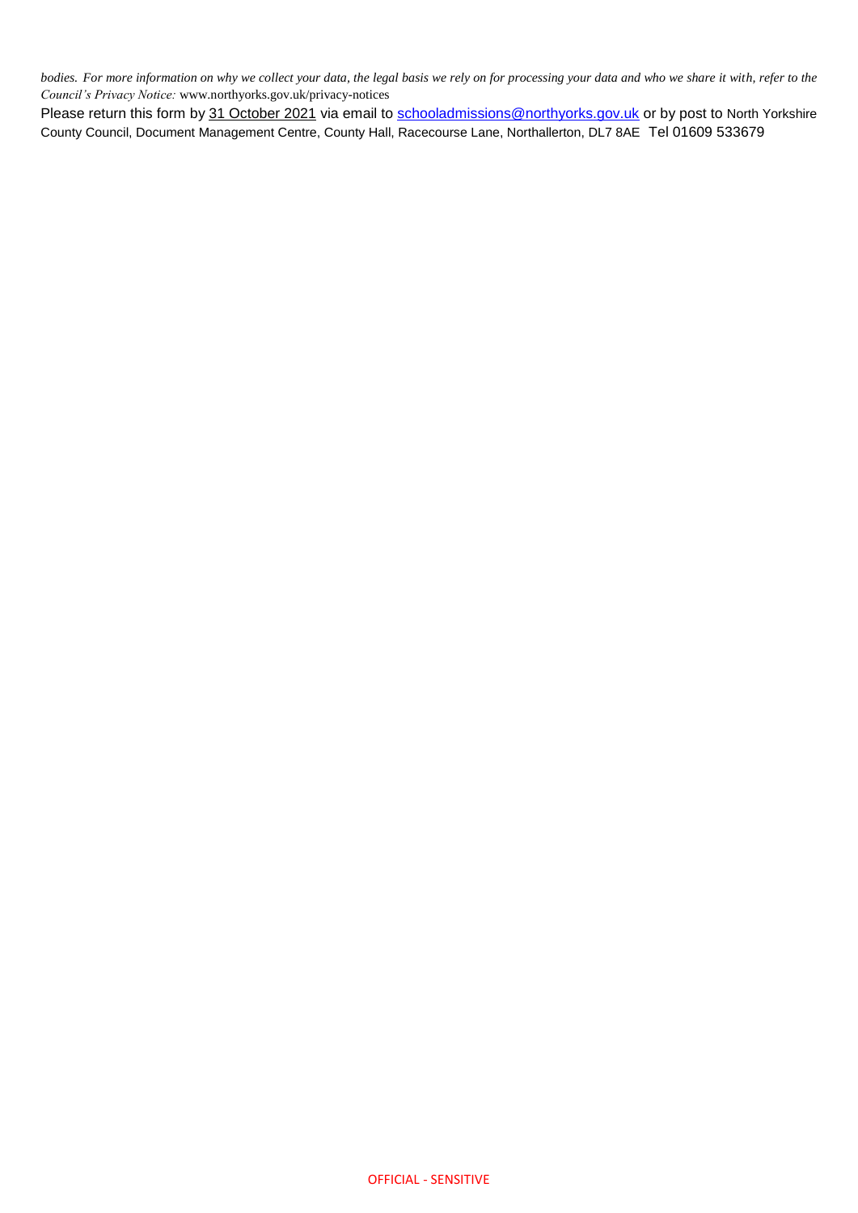*bodies. For more information on why we collect your data, the legal basis we rely on for processing your data and who we share it with, refer to the Council's Privacy Notice:* www.northyorks.gov.uk/privacy-notices

Please return this form by 31 October 2021 via email to schooladmissions@northyorks.gov.uk or by post to North Yorkshire County Council, Document Management Centre, County Hall, Racecourse Lane, Northallerton, DL7 8AE Tel 01609 533679

OFFICIAL - SENSITIVE